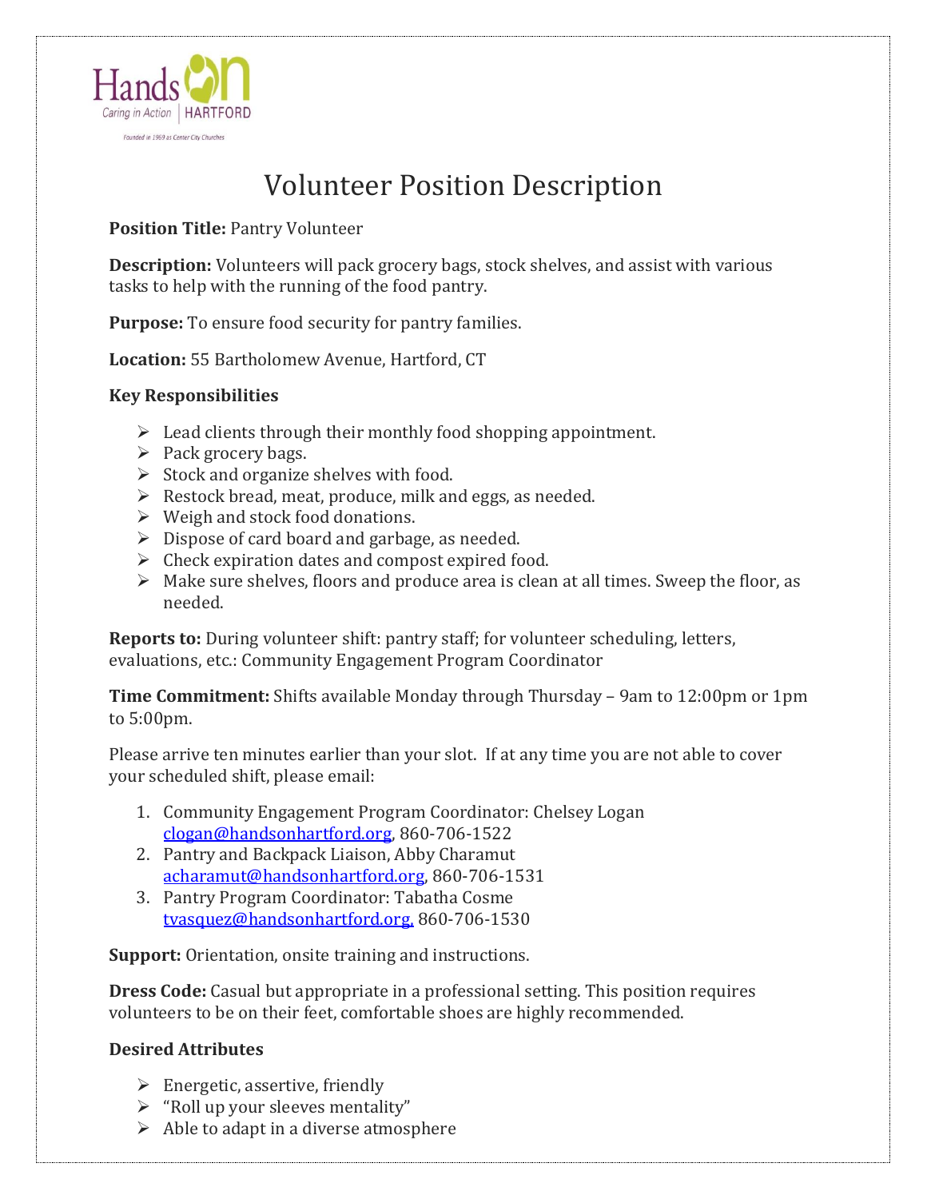Hands On
Caring in Action | HARTFORD
Founded in 1969 as Center City Churches

# Volunteer Position Description

**Position Title:** Pantry Volunteer

**Description:** Volunteers will pack grocery bags, stock shelves, and assist with various tasks to help with the running of the food pantry.

**Purpose:** To ensure food security for pantry families.

**Location:** 55 Bartholomew Avenue, Hartford, CT

**Key Responsibilities**

- Lead clients through their monthly food shopping appointment.
- Pack grocery bags.
- Stock and organize shelves with food.
- Restock bread, meat, produce, milk and eggs, as needed.
- Weigh and stock food donations.
- Dispose of card board and garbage, as needed.
- Check expiration dates and compost expired food.
- Make sure shelves, floors and produce area is clean at all times. Sweep the floor, as needed.

**Reports to:** During volunteer shift: pantry staff; for volunteer scheduling, letters, evaluations, etc.: Community Engagement Program Coordinator

**Time Commitment:** Shifts available Monday through Thursday – 9am to 12:00pm or 1pm to 5:00pm.

Please arrive ten minutes earlier than your slot. If at any time you are not able to cover your scheduled shift, please email:

1. Community Engagement Program Coordinator: Chelsey Logan clogan@handsonhartford.org, 860-706-1522
2. Pantry and Backpack Liaison, Abby Charamut acharamut@handsonhartford.org, 860-706-1531
3. Pantry Program Coordinator: Tabatha Cosme tvasquez@handsonhartford.org, 860-706-1530

**Support:** Orientation, onsite training and instructions.

**Dress Code:** Casual but appropriate in a professional setting. This position requires volunteers to be on their feet, comfortable shoes are highly recommended.

**Desired Attributes**

- Energetic, assertive, friendly
- "Roll up your sleeves mentality"
- Able to adapt in a diverse atmosphere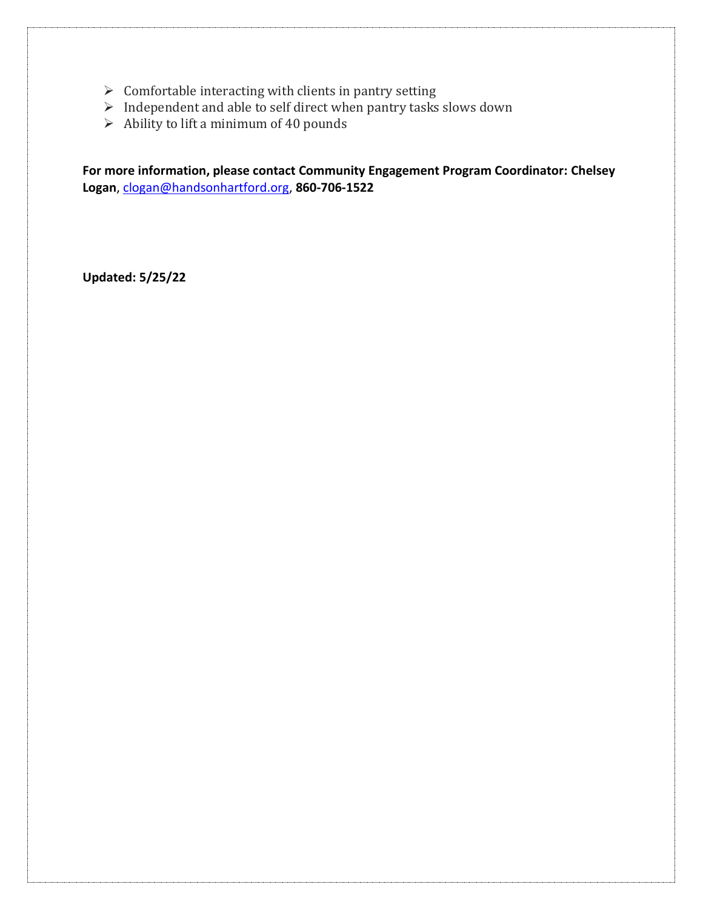- Comfortable interacting with clients in pantry setting
- Independent and able to self direct when pantry tasks slows down
- Ability to lift a minimum of 40 pounds

**For more information, please contact Community Engagement Program Coordinator: Chelsey Logan**, clogan@handsonhartford.org, **860-706-1522**

**Updated: 5/25/22**